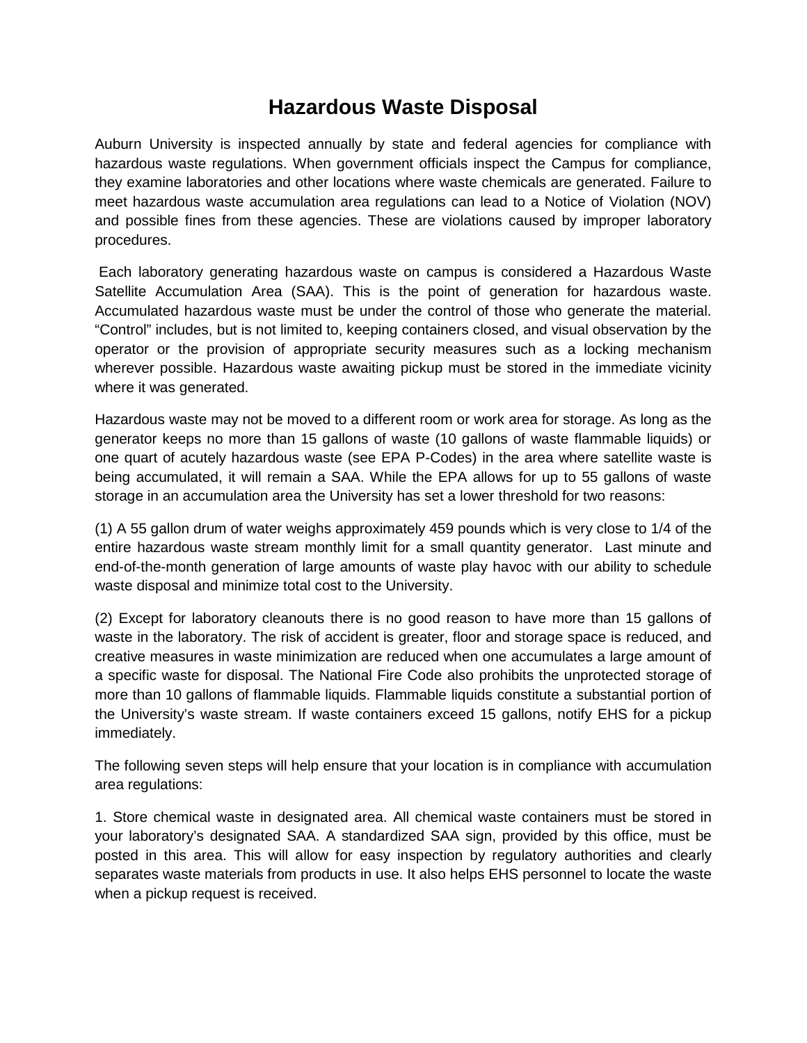# Hazardous Waste Disposal

Auburn University is inspected annually by state and federal agencies for compliance with hazardous waste regulations. When government officials inspect the Campus for compliance, they examine laboratories and other locations where waste chemicals are generated. Failure to meet hazardous waste accumulation area regulations can lead to a Notice of Violation (NOV) and possible fines from these agencies. These are violations caused by improper laboratory procedures.

Each laboratory generating hazardous waste on campus is considered a Hazardous Waste Satellite Accumulation Area (SAA). This is the point of generation for hazardous waste. Accumulated hazardous waste must be under the control of those who generate the material. “Control” includes, but is not limited to, keeping containers closed, and visual observation by the operator or the provision of appropriate security measures such as a locking mechanism wherever possible. Hazardous waste awaiting pickup must be stored in the immediate vicinity where it was generated.

Hazardous waste may not be moved to a different room or work area for storage. As long as the generator keeps no more than 15 gallons of waste (10 gallons of waste flammable liquids) or one quart of acutely hazardous waste (see EPA P-Codes) in the area where satellite waste is being accumulated, it will remain a SAA. While the EPA allows for up to 55 gallons of waste storage in an accumulation area the University has set a lower threshold for two reasons:

(1) A 55 gallon drum of water weighs approximately 459 pounds which is very close to 1/4 of the entire hazardous waste stream monthly limit for a small quantity generator. Last minute and end-of-the-month generation of large amounts of waste play havoc with our ability to schedule waste disposal and minimize total cost to the University.

(2) Except for laboratory cleanouts there is no good reason to have more than 15 gallons of waste in the laboratory. The risk of accident is greater, floor and storage space is reduced, and creative measures in waste minimization are reduced when one accumulates a large amount of a specific waste for disposal. The National Fire Code also prohibits the unprotected storage of more than 10 gallons of flammable liquids. Flammable liquids constitute a substantial portion of the University’s waste stream. If waste containers exceed 15 gallons, notify EHS for a pickup immediately.

The following seven steps will help ensure that your location is in compliance with accumulation area regulations:

1. Store chemical waste in designated area. All chemical waste containers must be stored in your laboratory’s designated SAA. A standardized SAA sign, provided by this office, must be posted in this area. This will allow for easy inspection by regulatory authorities and clearly separates waste materials from products in use. It also helps EHS personnel to locate the waste when a pickup request is received.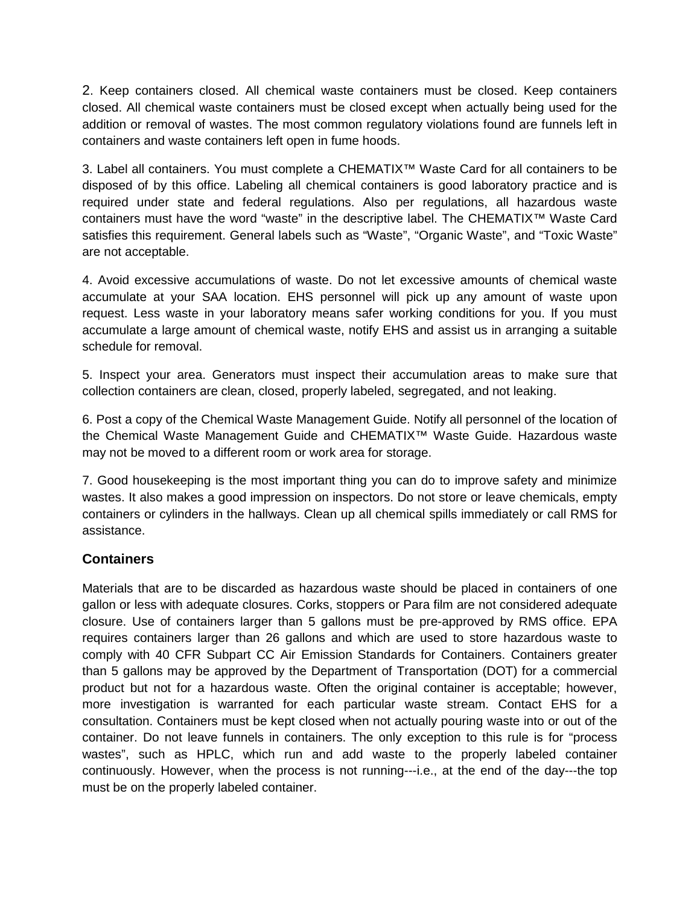2. Keep containers closed. All chemical waste containers must be closed. Keep containers closed. All chemical waste containers must be closed except when actually being used for the addition or removal of wastes. The most common regulatory violations found are funnels left in containers and waste containers left open in fume hoods.

3. Label all containers. You must complete a CHEMATIX™ Waste Card for all containers to be disposed of by this office. Labeling all chemical containers is good laboratory practice and is required under state and federal regulations. Also per regulations, all hazardous waste containers must have the word "waste" in the descriptive label. The CHEMATIX™ Waste Card satisfies this requirement. General labels such as "Waste", "Organic Waste", and "Toxic Waste" are not acceptable.

4. Avoid excessive accumulations of waste. Do not let excessive amounts of chemical waste accumulate at your SAA location. EHS personnel will pick up any amount of waste upon request. Less waste in your laboratory means safer working conditions for you. If you must accumulate a large amount of chemical waste, notify EHS and assist us in arranging a suitable schedule for removal.

5. Inspect your area. Generators must inspect their accumulation areas to make sure that collection containers are clean, closed, properly labeled, segregated, and not leaking.

6. Post a copy of the Chemical Waste Management Guide. Notify all personnel of the location of the Chemical Waste Management Guide and CHEMATIX™ Waste Guide. Hazardous waste may not be moved to a different room or work area for storage.

7. Good housekeeping is the most important thing you can do to improve safety and minimize wastes. It also makes a good impression on inspectors. Do not store or leave chemicals, empty containers or cylinders in the hallways. Clean up all chemical spills immediately or call RMS for assistance.

## Containers

Materials that are to be discarded as hazardous waste should be placed in containers of one gallon or less with adequate closures. Corks, stoppers or Para film are not considered adequate closure. Use of containers larger than 5 gallons must be pre-approved by RMS office. EPA requires containers larger than 26 gallons and which are used to store hazardous waste to comply with 40 CFR Subpart CC Air Emission Standards for Containers. Containers greater than 5 gallons may be approved by the Department of Transportation (DOT) for a commercial product but not for a hazardous waste. Often the original container is acceptable; however, more investigation is warranted for each particular waste stream. Contact EHS for a consultation. Containers must be kept closed when not actually pouring waste into or out of the container. Do not leave funnels in containers. The only exception to this rule is for "process wastes", such as HPLC, which run and add waste to the properly labeled container continuously. However, when the process is not running---i.e., at the end of the day---the top must be on the properly labeled container.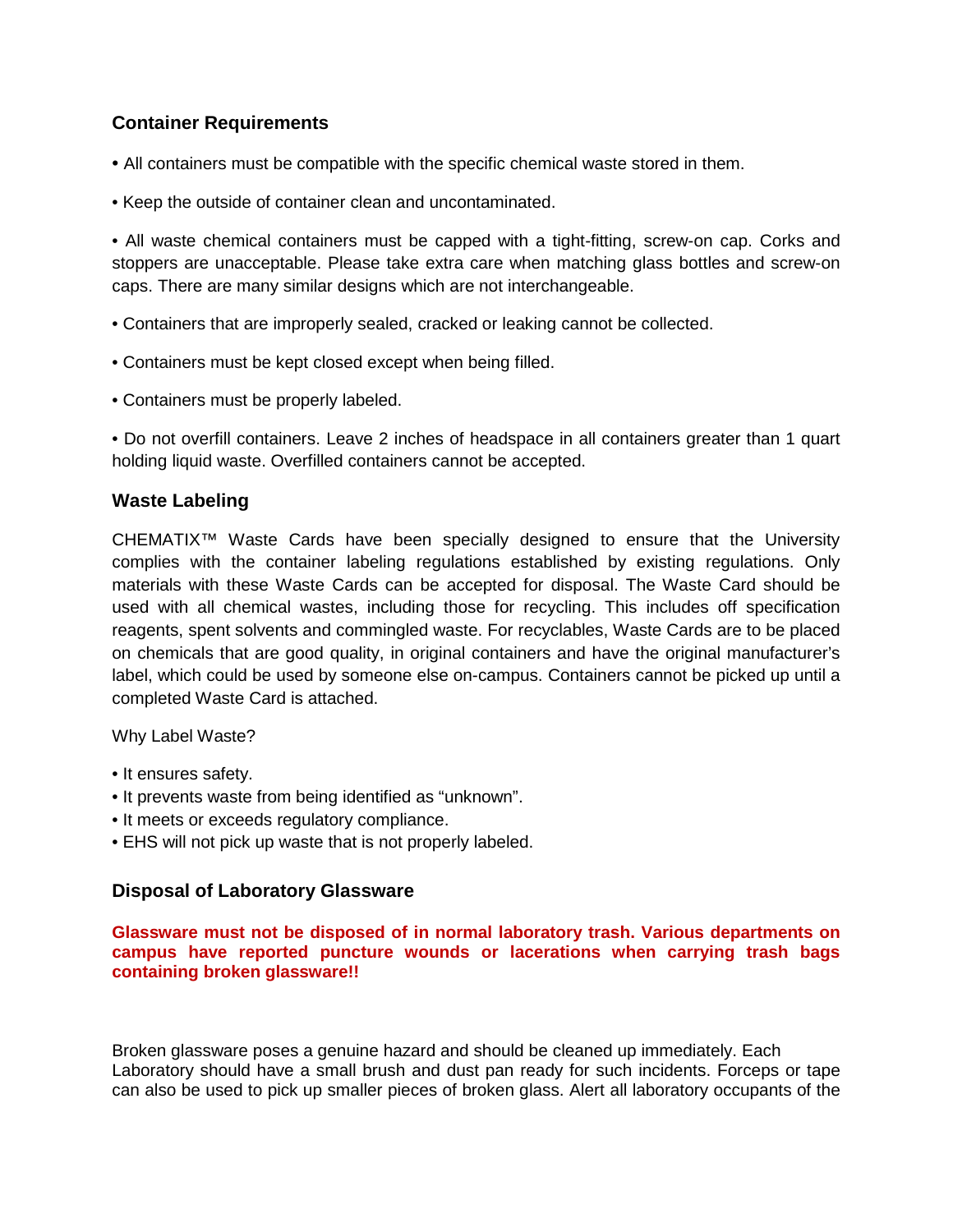### Container Requirements

- All containers must be compatible with the specific chemical waste stored in them.
- Keep the outside of container clean and uncontaminated.
- All waste chemical containers must be capped with a tight-fitting, screw-on cap. Corks and stoppers are unacceptable. Please take extra care when matching glass bottles and screw-on caps. There are many similar designs which are not interchangeable.
- Containers that are improperly sealed, cracked or leaking cannot be collected.
- Containers must be kept closed except when being filled.
- Containers must be properly labeled.
- Do not overfill containers. Leave 2 inches of headspace in all containers greater than 1 quart holding liquid waste. Overfilled containers cannot be accepted.

### Waste Labeling

CHEMATIX™ Waste Cards have been specially designed to ensure that the University complies with the container labeling regulations established by existing regulations. Only materials with these Waste Cards can be accepted for disposal. The Waste Card should be used with all chemical wastes, including those for recycling. This includes off specification reagents, spent solvents and commingled waste. For recyclables, Waste Cards are to be placed on chemicals that are good quality, in original containers and have the original manufacturer's label, which could be used by someone else on-campus. Containers cannot be picked up until a completed Waste Card is attached.

Why Label Waste?

- It ensures safety.
- It prevents waste from being identified as "unknown".
- It meets or exceeds regulatory compliance.
- EHS will not pick up waste that is not properly labeled.

### Disposal of Laboratory Glassware

**Glassware must not be disposed of in normal laboratory trash. Various departments on campus have reported puncture wounds or lacerations when carrying trash bags containing broken glassware!!**

Broken glassware poses a genuine hazard and should be cleaned up immediately. Each Laboratory should have a small brush and dust pan ready for such incidents. Forceps or tape can also be used to pick up smaller pieces of broken glass. Alert all laboratory occupants of the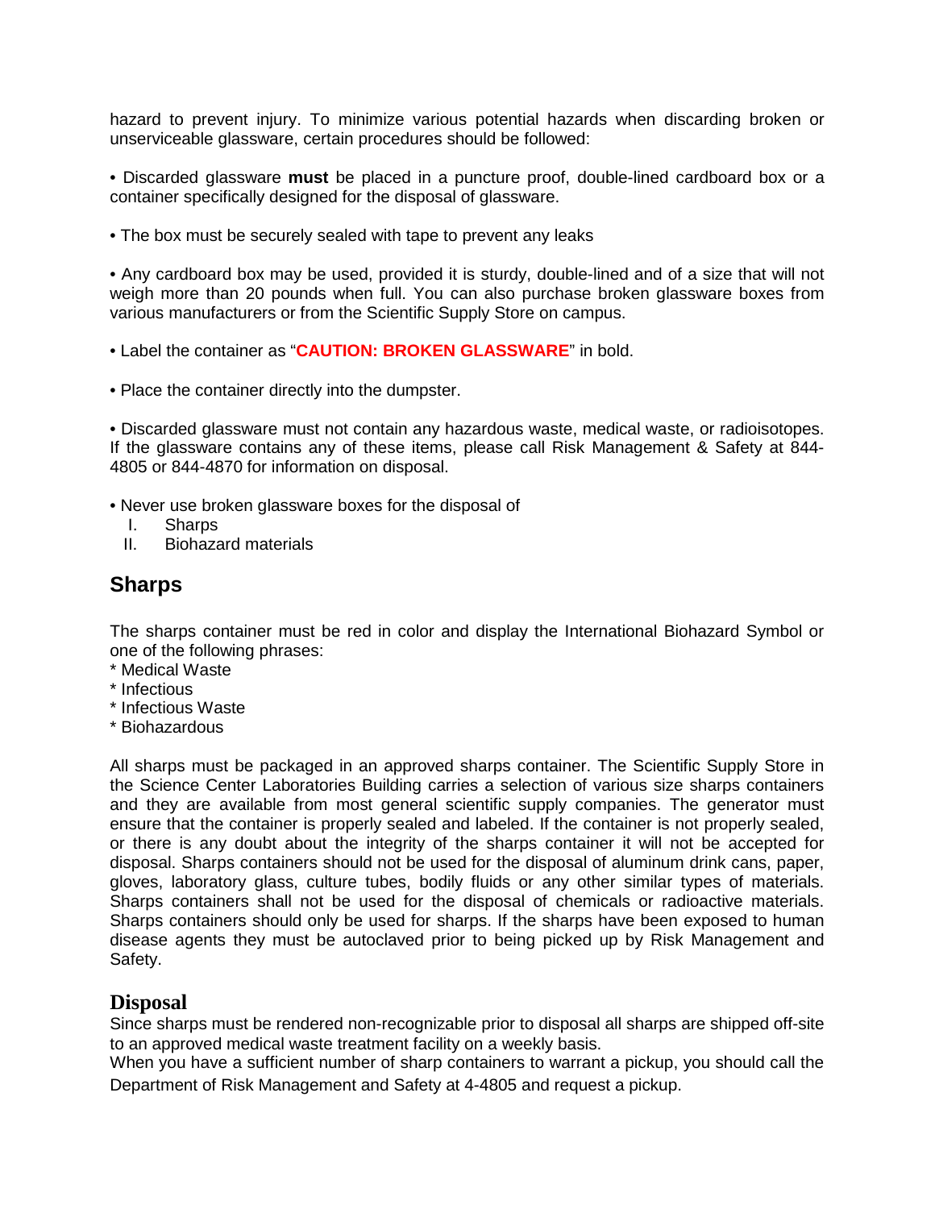hazard to prevent injury. To minimize various potential hazards when discarding broken or unserviceable glassware, certain procedures should be followed:

• Discarded glassware **must** be placed in a puncture proof, double-lined cardboard box or a container specifically designed for the disposal of glassware.

• The box must be securely sealed with tape to prevent any leaks

• Any cardboard box may be used, provided it is sturdy, double-lined and of a size that will not weigh more than 20 pounds when full. You can also purchase broken glassware boxes from various manufacturers or from the Scientific Supply Store on campus.

• Label the container as "**CAUTION: BROKEN GLASSWARE**" in bold.

• Place the container directly into the dumpster.

• Discarded glassware must not contain any hazardous waste, medical waste, or radioisotopes. If the glassware contains any of these items, please call Risk Management & Safety at 844-4805 or 844-4870 for information on disposal.

• Never use broken glassware boxes for the disposal of
  I. Sharps
  II. Biohazard materials

## Sharps

The sharps container must be red in color and display the International Biohazard Symbol or one of the following phrases:
* Medical Waste
* Infectious
* Infectious Waste
* Biohazardous

All sharps must be packaged in an approved sharps container. The Scientific Supply Store in the Science Center Laboratories Building carries a selection of various size sharps containers and they are available from most general scientific supply companies. The generator must ensure that the container is properly sealed and labeled. If the container is not properly sealed, or there is any doubt about the integrity of the sharps container it will not be accepted for disposal. Sharps containers should not be used for the disposal of aluminum drink cans, paper, gloves, laboratory glass, culture tubes, bodily fluids or any other similar types of materials. Sharps containers shall not be used for the disposal of chemicals or radioactive materials. Sharps containers should only be used for sharps. If the sharps have been exposed to human disease agents they must be autoclaved prior to being picked up by Risk Management and Safety.

### Disposal

Since sharps must be rendered non-recognizable prior to disposal all sharps are shipped off-site to an approved medical waste treatment facility on a weekly basis.
When you have a sufficient number of sharp containers to warrant a pickup, you should call the Department of Risk Management and Safety at 4-4805 and request a pickup.